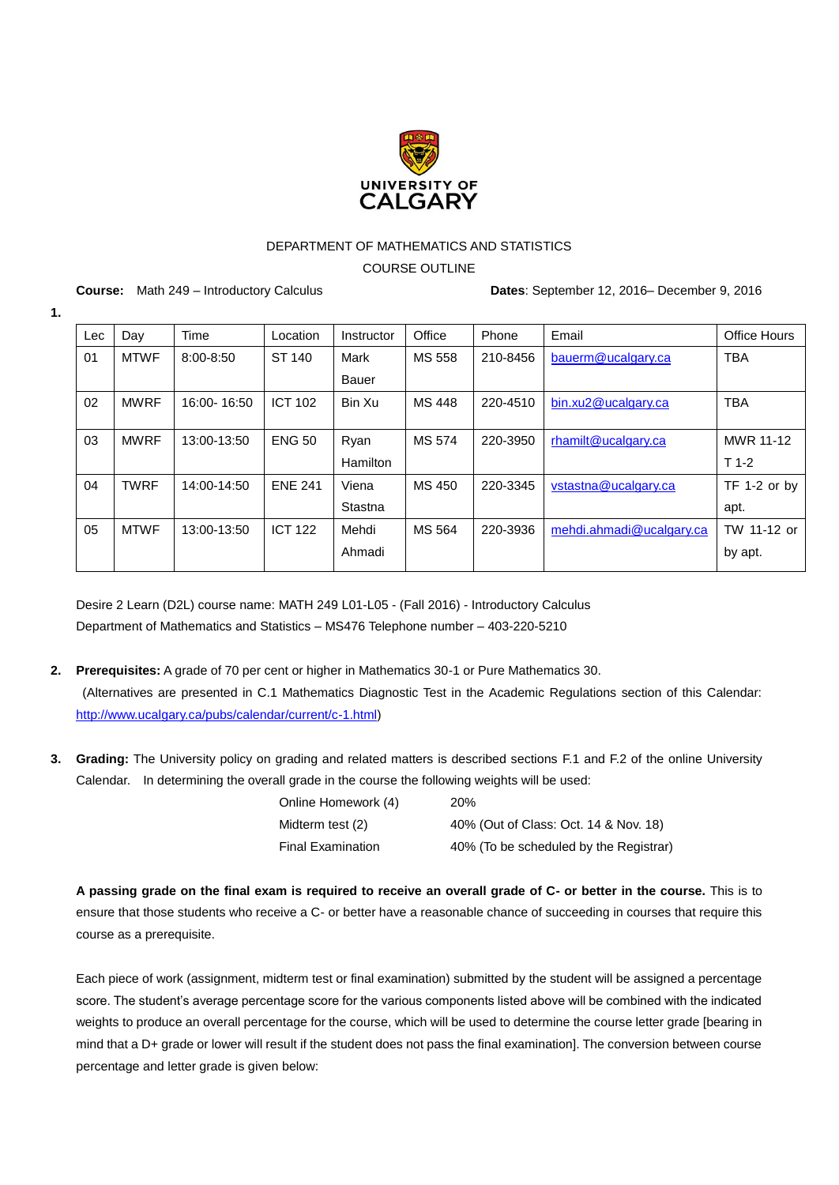UNIVERSITY OF CALGARY

DEPARTMENT OF MATHEMATICS AND STATISTICS

COURSE OUTLINE

**Course:** Math 249 – Introductory Calculus **Dates**: September 12, 2016– December 9, 2016

**1.**

| Lec | Day | Time | Location | Instructor | Office | Phone | Email | Office Hours |
|---|---|---|---|---|---|---|---|---|
| 01 | MTWF | 8:00-8:50 | ST 140 | Mark Bauer | MS 558 | 210-8456 | bauerm@ucalgary.ca | TBA |
| 02 | MWRF | 16:00- 16:50 | ICT 102 | Bin Xu | MS 448 | 220-4510 | bin.xu2@ucalgary.ca | TBA |
| 03 | MWRF | 13:00-13:50 | ENG 50 | Ryan Hamilton | MS 574 | 220-3950 | rhamilt@ucalgary.ca | MWR 11-12 T 1-2 |
| 04 | TWRF | 14:00-14:50 | ENE 241 | Viena Stastna | MS 450 | 220-3345 | vstastna@ucalgary.ca | TF 1-2 or by apt. |
| 05 | MTWF | 13:00-13:50 | ICT 122 | Mehdi Ahmadi | MS 564 | 220-3936 | mehdi.ahmadi@ucalgary.ca | TW 11-12 or by apt. |

Desire 2 Learn (D2L) course name: MATH 249 L01-L05 - (Fall 2016) - Introductory Calculus
Department of Mathematics and Statistics – MS476 Telephone number – 403-220-5210

**2.** **Prerequisites:** A grade of 70 per cent or higher in Mathematics 30-1 or Pure Mathematics 30.
(Alternatives are presented in C.1 Mathematics Diagnostic Test in the Academic Regulations section of this Calendar: http://www.ucalgary.ca/pubs/calendar/current/c-1.html)

**3.** **Grading:** The University policy on grading and related matters is described sections F.1 and F.2 of the online University Calendar. In determining the overall grade in the course the following weights will be used:

| | |
|---|---|
| Online Homework (4) | 20% |
| Midterm test (2) | 40% (Out of Class: Oct. 14 & Nov. 18) |
| Final Examination | 40% (To be scheduled by the Registrar) |

**A passing grade on the final exam is required to receive an overall grade of C- or better in the course.** This is to ensure that those students who receive a C- or better have a reasonable chance of succeeding in courses that require this course as a prerequisite.

Each piece of work (assignment, midterm test or final examination) submitted by the student will be assigned a percentage score. The student's average percentage score for the various components listed above will be combined with the indicated weights to produce an overall percentage for the course, which will be used to determine the course letter grade [bearing in mind that a D+ grade or lower will result if the student does not pass the final examination]. The conversion between course percentage and letter grade is given below: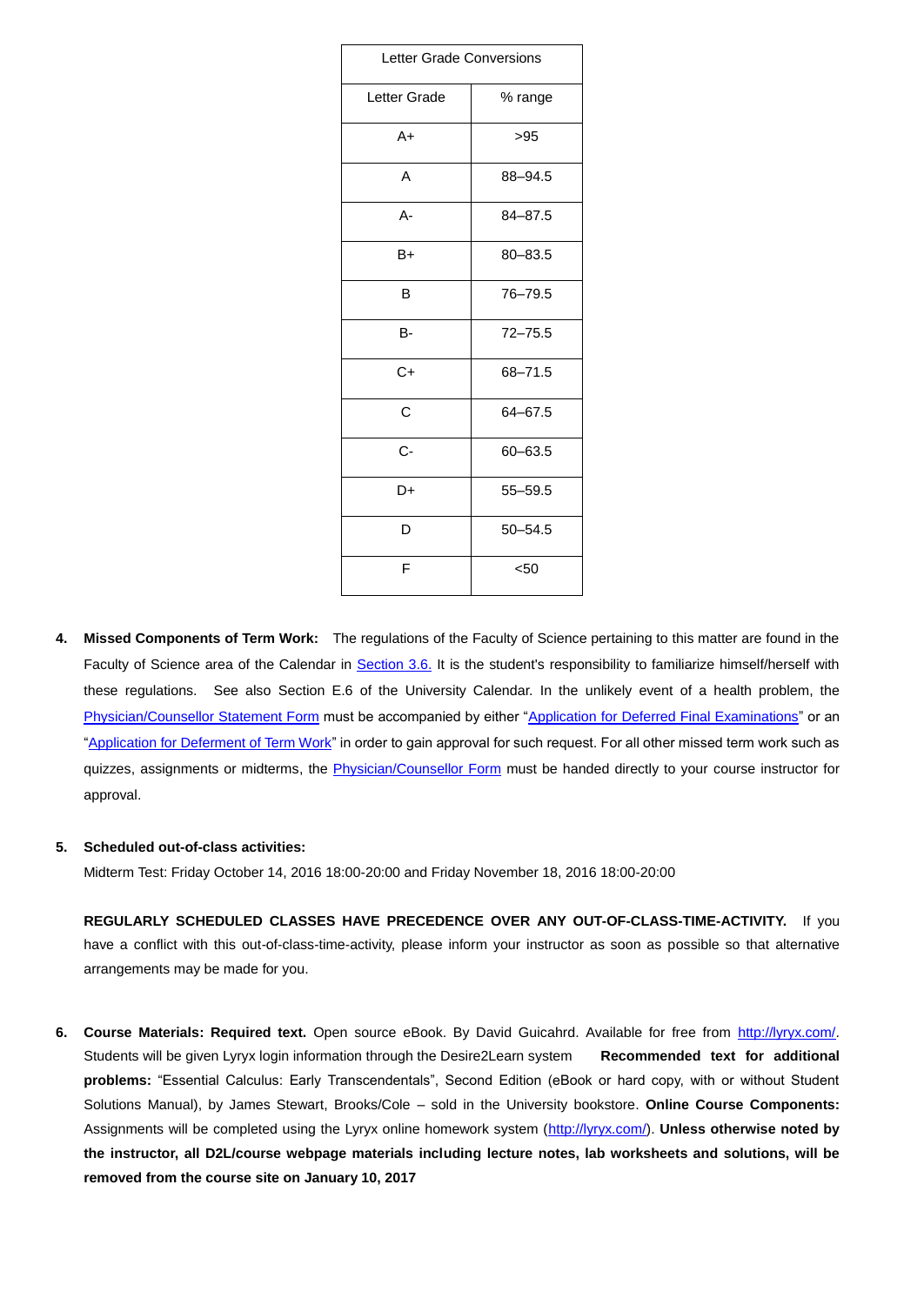| Letter Grade Conversions | |
|---|---|
| Letter Grade | % range |
| A+ | >95 |
| A | 88–94.5 |
| A- | 84–87.5 |
| B+ | 80–83.5 |
| B | 76–79.5 |
| B- | 72–75.5 |
| C+ | 68–71.5 |
| C | 64–67.5 |
| C- | 60–63.5 |
| D+ | 55–59.5 |
| D | 50–54.5 |
| F | <50 |

4. **Missed Components of Term Work:** The regulations of the Faculty of Science pertaining to this matter are found in the Faculty of Science area of the Calendar in Section 3.6. It is the student's responsibility to familiarize himself/herself with these regulations. See also Section E.6 of the University Calendar. In the unlikely event of a health problem, the Physician/Counsellor Statement Form must be accompanied by either "Application for Deferred Final Examinations" or an "Application for Deferment of Term Work" in order to gain approval for such request. For all other missed term work such as quizzes, assignments or midterms, the Physician/Counsellor Form must be handed directly to your course instructor for approval.

5. **Scheduled out-of-class activities:**
   Midterm Test: Friday October 14, 2016 18:00-20:00 and Friday November 18, 2016 18:00-20:00

   **REGULARLY SCHEDULED CLASSES HAVE PRECEDENCE OVER ANY OUT-OF-CLASS-TIME-ACTIVITY.** If you have a conflict with this out-of-class-time-activity, please inform your instructor as soon as possible so that alternative arrangements may be made for you.

6. **Course Materials: Required text.** Open source eBook. By David Guicahrd. Available for free from http://lyryx.com/. Students will be given Lyryx login information through the Desire2Learn system **Recommended text for additional problems:** "Essential Calculus: Early Transcendentals", Second Edition (eBook or hard copy, with or without Student Solutions Manual), by James Stewart, Brooks/Cole – sold in the University bookstore. **Online Course Components:** Assignments will be completed using the Lyryx online homework system (http://lyryx.com/). **Unless otherwise noted by the instructor, all D2L/course webpage materials including lecture notes, lab worksheets and solutions, will be removed from the course site on January 10, 2017**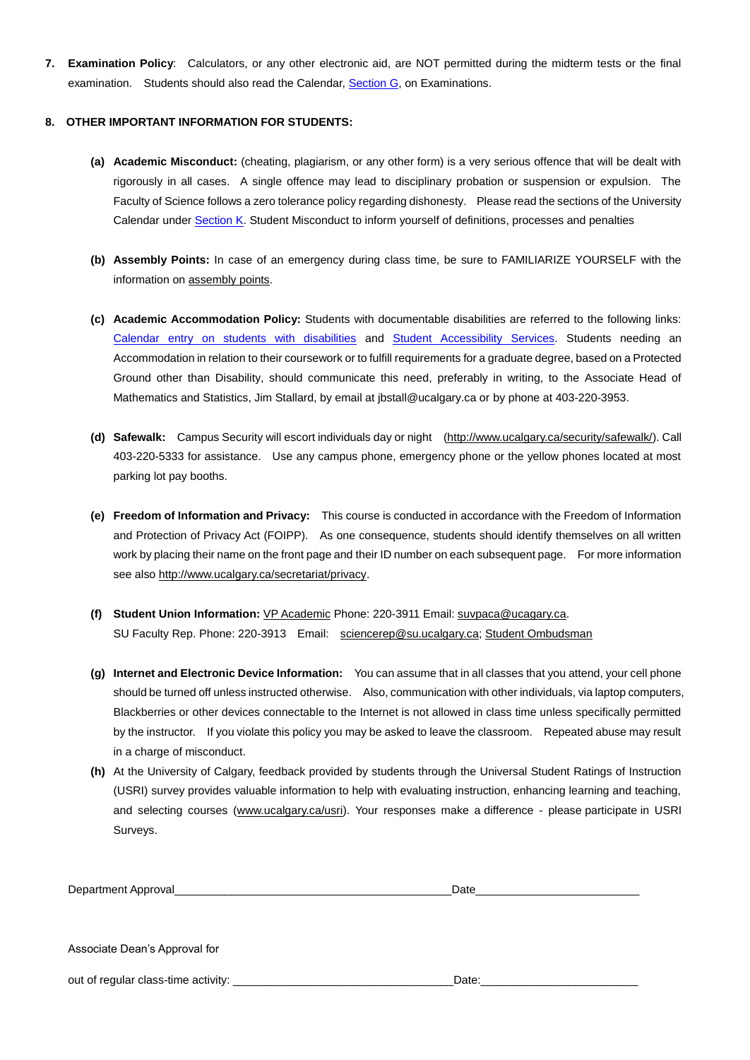7. **Examination Policy**: Calculators, or any other electronic aid, are NOT permitted during the midterm tests or the final examination. Students should also read the Calendar, Section G, on Examinations.

8. **OTHER IMPORTANT INFORMATION FOR STUDENTS:**

   **(a) Academic Misconduct:** (cheating, plagiarism, or any other form) is a very serious offence that will be dealt with rigorously in all cases. A single offence may lead to disciplinary probation or suspension or expulsion. The Faculty of Science follows a zero tolerance policy regarding dishonesty. Please read the sections of the University Calendar under Section K. Student Misconduct to inform yourself of definitions, processes and penalties

   **(b) Assembly Points:** In case of an emergency during class time, be sure to FAMILIARIZE YOURSELF with the information on assembly points.

   **(c) Academic Accommodation Policy:** Students with documentable disabilities are referred to the following links: Calendar entry on students with disabilities and Student Accessibility Services. Students needing an Accommodation in relation to their coursework or to fulfill requirements for a graduate degree, based on a Protected Ground other than Disability, should communicate this need, preferably in writing, to the Associate Head of Mathematics and Statistics, Jim Stallard, by email at jbstall@ucalgary.ca or by phone at 403-220-3953.

   **(d) Safewalk:** Campus Security will escort individuals day or night (http://www.ucalgary.ca/security/safewalk/). Call 403-220-5333 for assistance. Use any campus phone, emergency phone or the yellow phones located at most parking lot pay booths.

   **(e) Freedom of Information and Privacy:** This course is conducted in accordance with the Freedom of Information and Protection of Privacy Act (FOIPP). As one consequence, students should identify themselves on all written work by placing their name on the front page and their ID number on each subsequent page. For more information see also http://www.ucalgary.ca/secretariat/privacy.

   **(f) Student Union Information:** VP Academic Phone: 220-3911 Email: suvpaca@ucagary.ca.
   SU Faculty Rep. Phone: 220-3913 Email: sciencerep@su.ucalgary.ca; Student Ombudsman

   **(g) Internet and Electronic Device Information:** You can assume that in all classes that you attend, your cell phone should be turned off unless instructed otherwise. Also, communication with other individuals, via laptop computers, Blackberries or other devices connectable to the Internet is not allowed in class time unless specifically permitted by the instructor. If you violate this policy you may be asked to leave the classroom. Repeated abuse may result in a charge of misconduct.

   **(h)** At the University of Calgary, feedback provided by students through the Universal Student Ratings of Instruction (USRI) survey provides valuable information to help with evaluating instruction, enhancing learning and teaching, and selecting courses (www.ucalgary.ca/usri). Your responses make a difference - please participate in USRI Surveys.

Department Approval\_\_\_\_\_\_\_\_\_\_\_\_\_\_\_\_\_\_\_\_\_\_\_\_\_\_\_\_\_\_\_\_\_\_\_\_\_\_\_\_\_\_\_\_ Date\_\_\_\_\_\_\_\_\_\_\_\_\_\_\_\_\_\_\_\_\_\_\_\_\_\_

Associate Dean's Approval for

out of regular class-time activity: \_\_\_\_\_\_\_\_\_\_\_\_\_\_\_\_\_\_\_\_\_\_\_\_\_\_\_\_\_\_\_\_\_\_\_ Date:\_\_\_\_\_\_\_\_\_\_\_\_\_\_\_\_\_\_\_\_\_\_\_\_\_